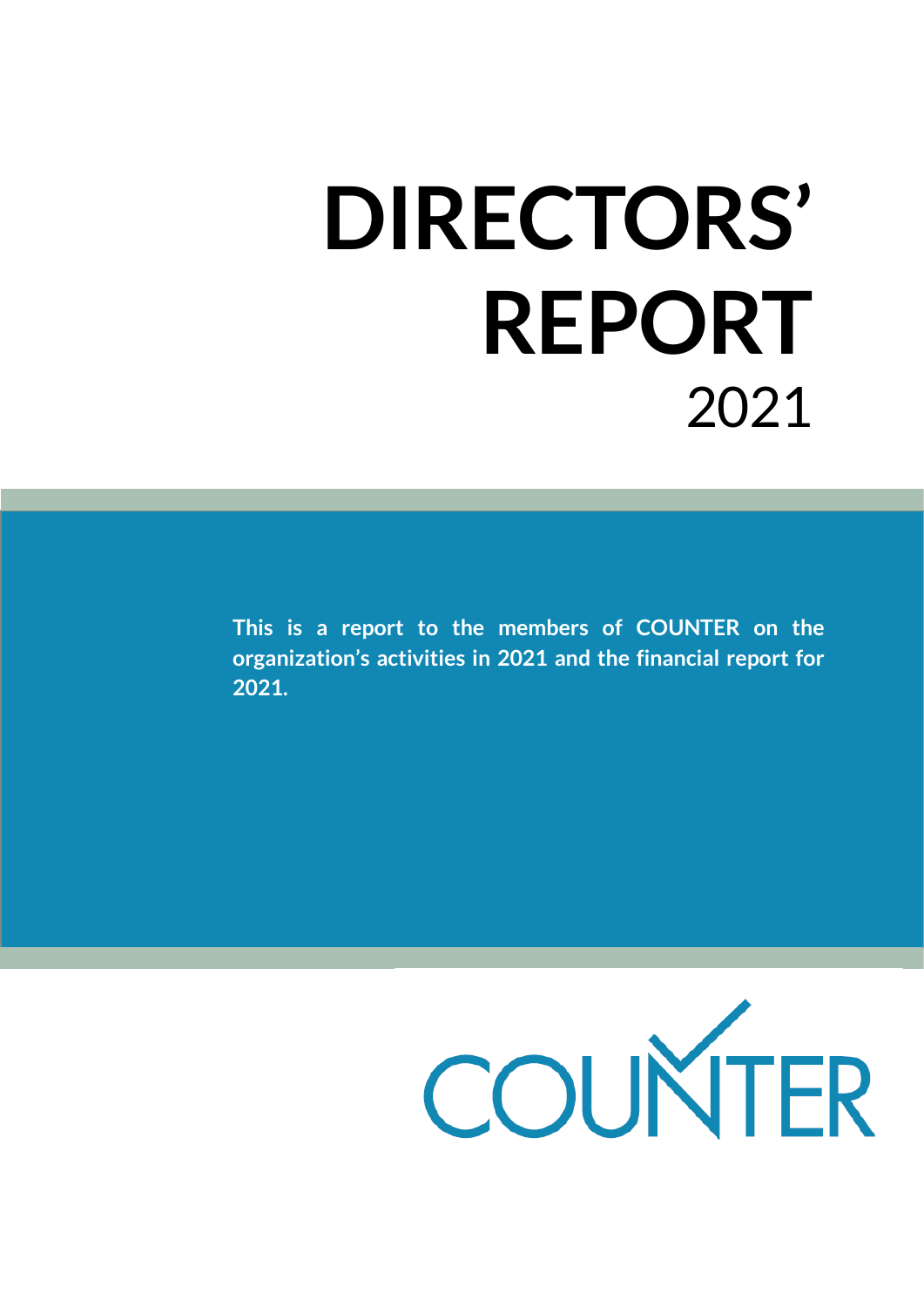# DIRECTORS' REPORT
2021

**This is a report to the members of COUNTER on the organization's activities in 2021 and the financial report for 2021.**

COUNTER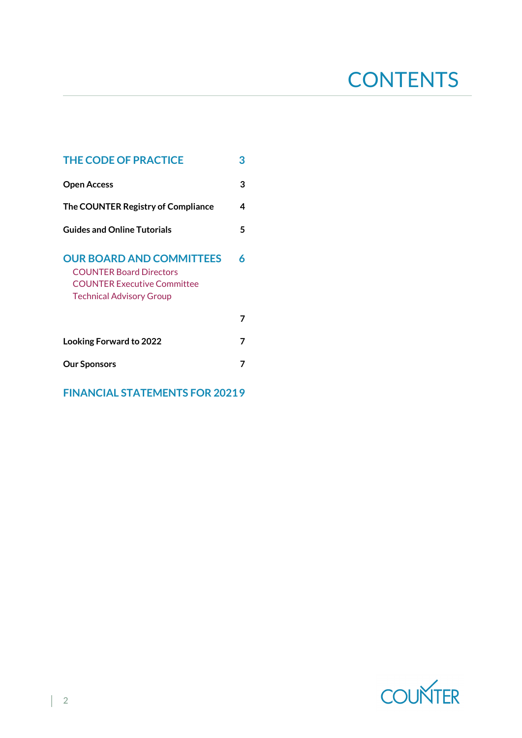# CONTENTS

| | |
|---|---|
| **THE CODE OF PRACTICE** | **3** |
| **Open Access** | **3** |
| **The COUNTER Registry of Compliance** | **4** |
| **Guides and Online Tutorials** | **5** |
| **OUR BOARD AND COMMITTEES** | **6** |
| COUNTER Board Directors | |
| COUNTER Executive Committee | |
| Technical Advisory Group | |
| | **7** |
| **Looking Forward to 2022** | **7** |
| **Our Sponsors** | **7** |
| **FINANCIAL STATEMENTS FOR 20219** | |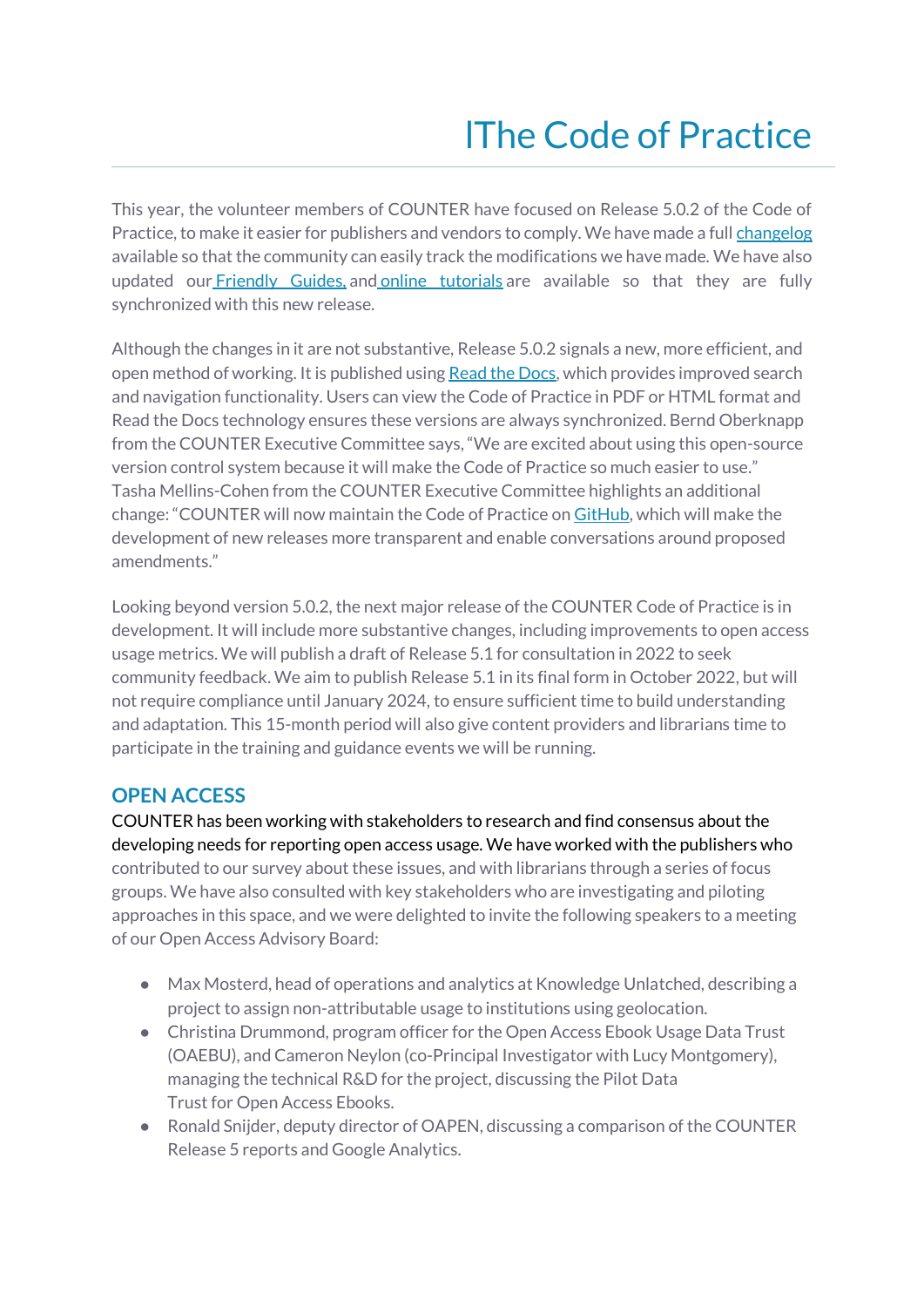# lThe Code of Practice

This year, the volunteer members of COUNTER have focused on Release 5.0.2 of the Code of Practice, to make it easier for publishers and vendors to comply. We have made a full changelog available so that the community can easily track the modifications we have made. We have also updated our Friendly Guides, and online tutorials are available so that they are fully synchronized with this new release.

Although the changes in it are not substantive, Release 5.0.2 signals a new, more efficient, and open method of working. It is published using Read the Docs, which provides improved search and navigation functionality. Users can view the Code of Practice in PDF or HTML format and Read the Docs technology ensures these versions are always synchronized. Bernd Oberknapp from the COUNTER Executive Committee says, "We are excited about using this open-source version control system because it will make the Code of Practice so much easier to use." Tasha Mellins-Cohen from the COUNTER Executive Committee highlights an additional change: "COUNTER will now maintain the Code of Practice on GitHub, which will make the development of new releases more transparent and enable conversations around proposed amendments."

Looking beyond version 5.0.2, the next major release of the COUNTER Code of Practice is in development. It will include more substantive changes, including improvements to open access usage metrics. We will publish a draft of Release 5.1 for consultation in 2022 to seek community feedback. We aim to publish Release 5.1 in its final form in October 2022, but will not require compliance until January 2024, to ensure sufficient time to build understanding and adaptation. This 15-month period will also give content providers and librarians time to participate in the training and guidance events we will be running.

## OPEN ACCESS

COUNTER has been working with stakeholders to research and find consensus about the developing needs for reporting open access usage. We have worked with the publishers who contributed to our survey about these issues, and with librarians through a series of focus groups. We have also consulted with key stakeholders who are investigating and piloting approaches in this space, and we were delighted to invite the following speakers to a meeting of our Open Access Advisory Board:

- Max Mosterd, head of operations and analytics at Knowledge Unlatched, describing a project to assign non-attributable usage to institutions using geolocation.
- Christina Drummond, program officer for the Open Access Ebook Usage Data Trust (OAEBU), and Cameron Neylon (co-Principal Investigator with Lucy Montgomery), managing the technical R&D for the project, discussing the Pilot Data Trust for Open Access Ebooks.
- Ronald Snijder, deputy director of OAPEN, discussing a comparison of the COUNTER Release 5 reports and Google Analytics.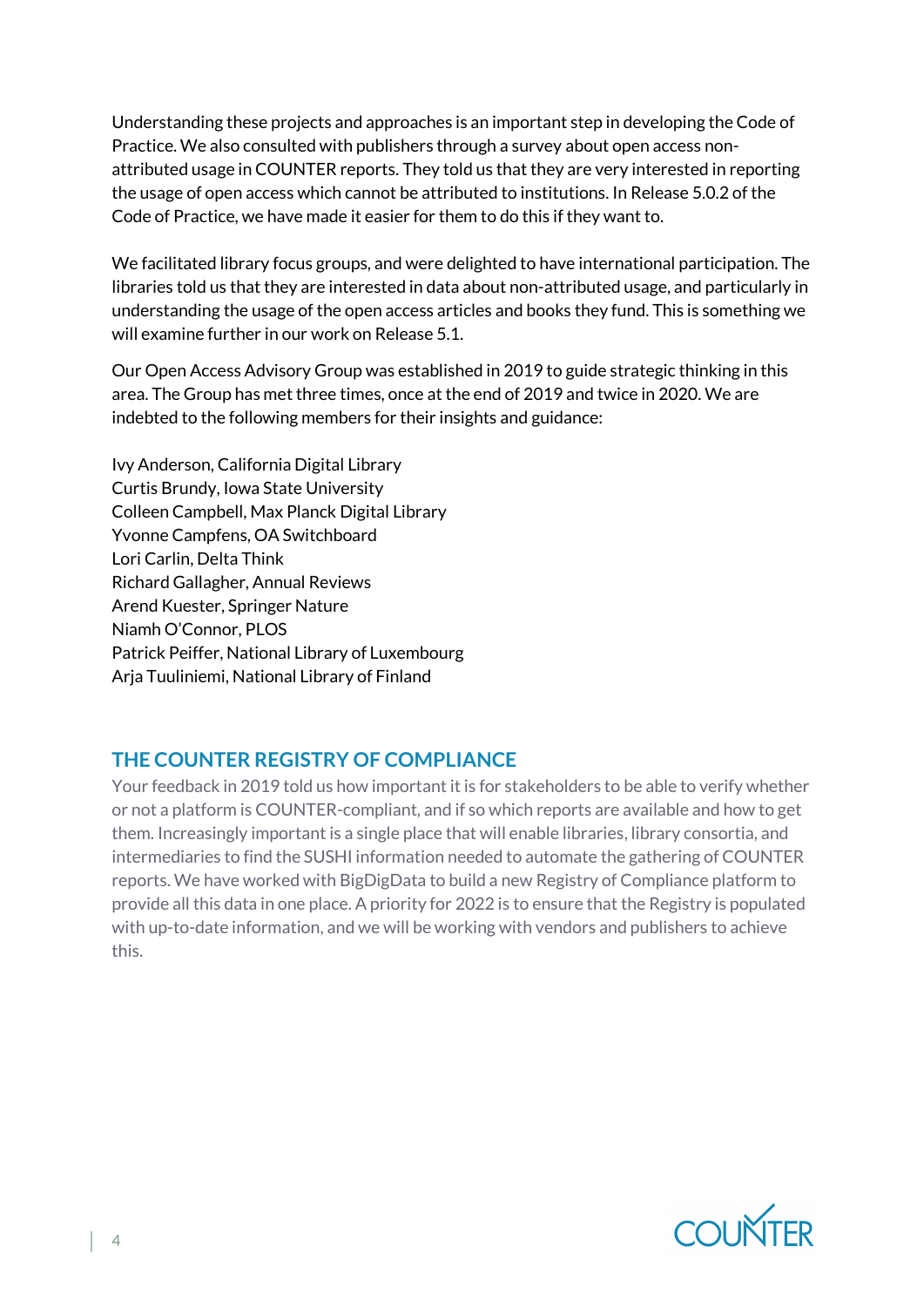Understanding these projects and approaches is an important step in developing the Code of Practice. We also consulted with publishers through a survey about open access non-attributed usage in COUNTER reports. They told us that they are very interested in reporting the usage of open access which cannot be attributed to institutions. In Release 5.0.2 of the Code of Practice, we have made it easier for them to do this if they want to.

We facilitated library focus groups, and were delighted to have international participation. The libraries told us that they are interested in data about non-attributed usage, and particularly in understanding the usage of the open access articles and books they fund. This is something we will examine further in our work on Release 5.1.

Our Open Access Advisory Group was established in 2019 to guide strategic thinking in this area. The Group has met three times, once at the end of 2019 and twice in 2020. We are indebted to the following members for their insights and guidance:

Ivy Anderson, California Digital Library
Curtis Brundy, Iowa State University
Colleen Campbell, Max Planck Digital Library
Yvonne Campfens, OA Switchboard
Lori Carlin, Delta Think
Richard Gallagher, Annual Reviews
Arend Kuester, Springer Nature
Niamh O'Connor, PLOS
Patrick Peiffer, National Library of Luxembourg
Arja Tuuliniemi, National Library of Finland

## THE COUNTER REGISTRY OF COMPLIANCE

Your feedback in 2019 told us how important it is for stakeholders to be able to verify whether or not a platform is COUNTER-compliant, and if so which reports are available and how to get them. Increasingly important is a single place that will enable libraries, library consortia, and intermediaries to find the SUSHI information needed to automate the gathering of COUNTER reports. We have worked with BigDigData to build a new Registry of Compliance platform to provide all this data in one place. A priority for 2022 is to ensure that the Registry is populated with up-to-date information, and we will be working with vendors and publishers to achieve this.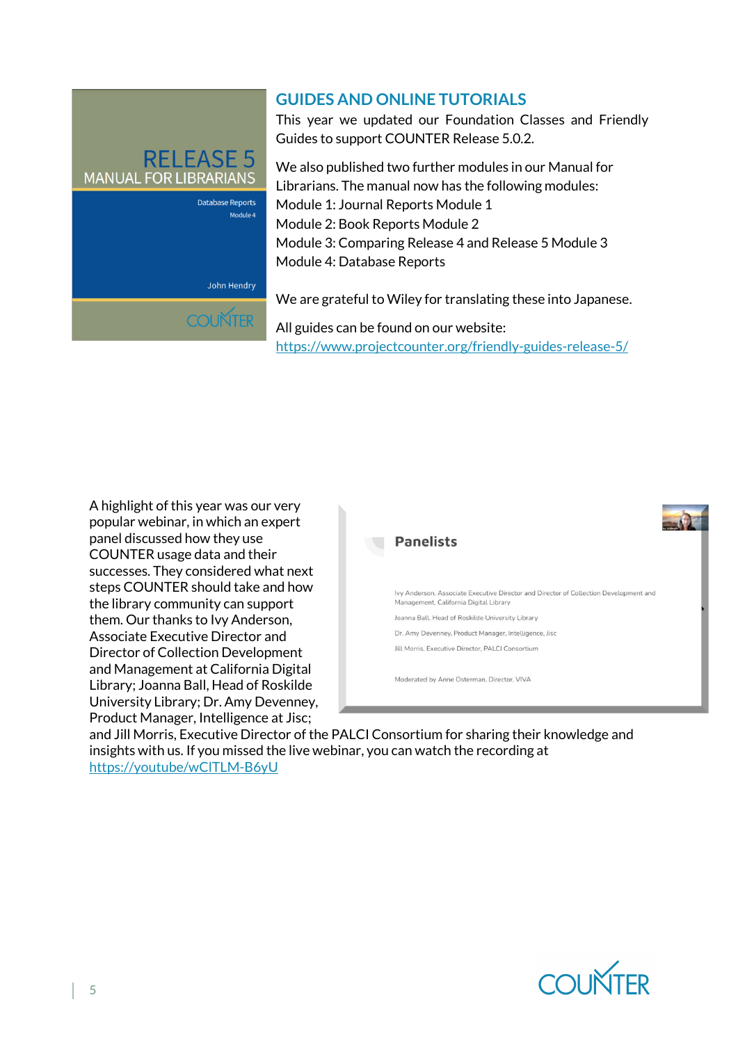## GUIDES AND ONLINE TUTORIALS

This year we updated our Foundation Classes and Friendly Guides to support COUNTER Release 5.0.2.

We also published two further modules in our Manual for Librarians. The manual now has the following modules:

Module 1: Journal Reports Module 1
Module 2: Book Reports Module 2
Module 3: Comparing Release 4 and Release 5 Module 3
Module 4: Database Reports

We are grateful to Wiley for translating these into Japanese.

All guides can be found on our website: https://www.projectcounter.org/friendly-guides-release-5/

A highlight of this year was our very popular webinar, in which an expert panel discussed how they use COUNTER usage data and their successes. They considered what next steps COUNTER should take and how the library community can support them. Our thanks to Ivy Anderson, Associate Executive Director and Director of Collection Development and Management at California Digital Library; Joanna Ball, Head of Roskilde University Library; Dr. Amy Devenney, Product Manager, Intelligence at Jisc; and Jill Morris, Executive Director of the PALCI Consortium for sharing their knowledge and insights with us. If you missed the live webinar, you can watch the recording at https://youtube/wClTLM-B6yU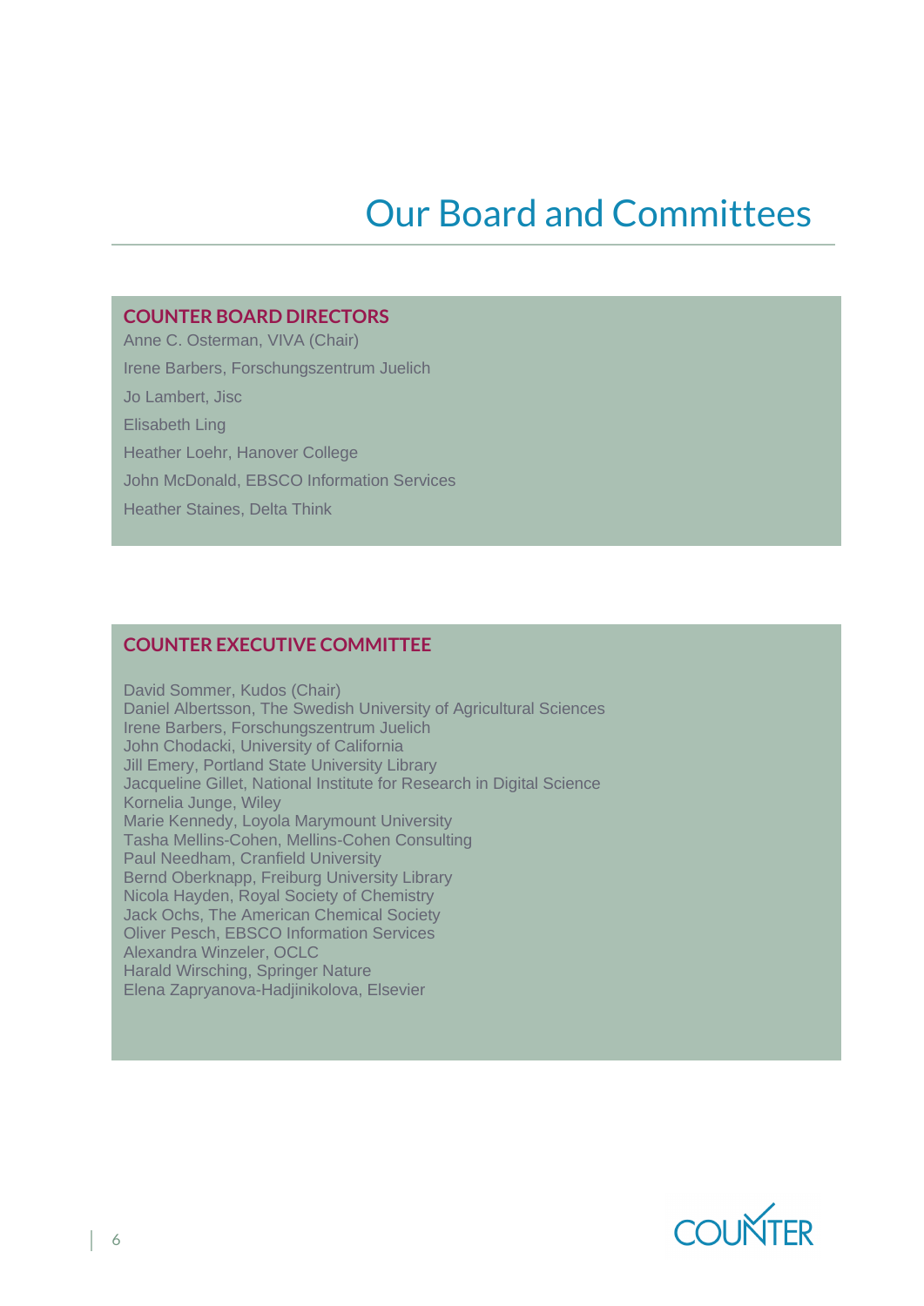# Our Board and Committees

## COUNTER BOARD DIRECTORS

Anne C. Osterman, VIVA (Chair)

Irene Barbers, Forschungszentrum Juelich

Jo Lambert, Jisc

Elisabeth Ling

Heather Loehr, Hanover College

John McDonald, EBSCO Information Services

Heather Staines, Delta Think

## COUNTER EXECUTIVE COMMITTEE

David Sommer, Kudos (Chair)
Daniel Albertsson, The Swedish University of Agricultural Sciences
Irene Barbers, Forschungszentrum Juelich
John Chodacki, University of California
Jill Emery, Portland State University Library
Jacqueline Gillet, National Institute for Research in Digital Science
Kornelia Junge, Wiley
Marie Kennedy, Loyola Marymount University
Tasha Mellins-Cohen, Mellins-Cohen Consulting
Paul Needham, Cranfield University
Bernd Oberknapp, Freiburg University Library
Nicola Hayden, Royal Society of Chemistry
Jack Ochs, The American Chemical Society
Oliver Pesch, EBSCO Information Services
Alexandra Winzeler, OCLC
Harald Wirsching, Springer Nature
Elena Zapryanova-Hadjinikolova, Elsevier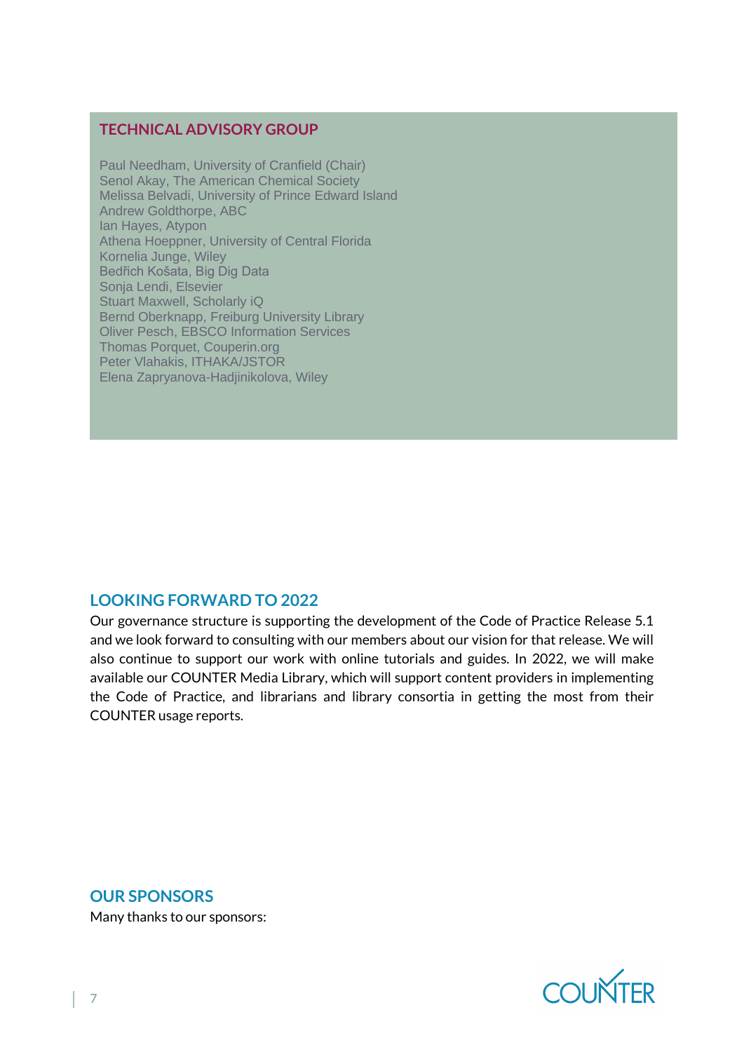## TECHNICAL ADVISORY GROUP

Paul Needham, University of Cranfield (Chair)
Senol Akay, The American Chemical Society
Melissa Belvadi, University of Prince Edward Island
Andrew Goldthorpe, ABC
Ian Hayes, Atypon
Athena Hoeppner, University of Central Florida
Kornelia Junge, Wiley
Bedřich Košata, Big Dig Data
Sonja Lendi, Elsevier
Stuart Maxwell, Scholarly iQ
Bernd Oberknapp, Freiburg University Library
Oliver Pesch, EBSCO Information Services
Thomas Porquet, Couperin.org
Peter Vlahakis, ITHAKA/JSTOR
Elena Zapryanova-Hadjinikolova, Wiley

## LOOKING FORWARD TO 2022

Our governance structure is supporting the development of the Code of Practice Release 5.1 and we look forward to consulting with our members about our vision for that release. We will also continue to support our work with online tutorials and guides. In 2022, we will make available our COUNTER Media Library, which will support content providers in implementing the Code of Practice, and librarians and library consortia in getting the most from their COUNTER usage reports.

## OUR SPONSORS

Many thanks to our sponsors: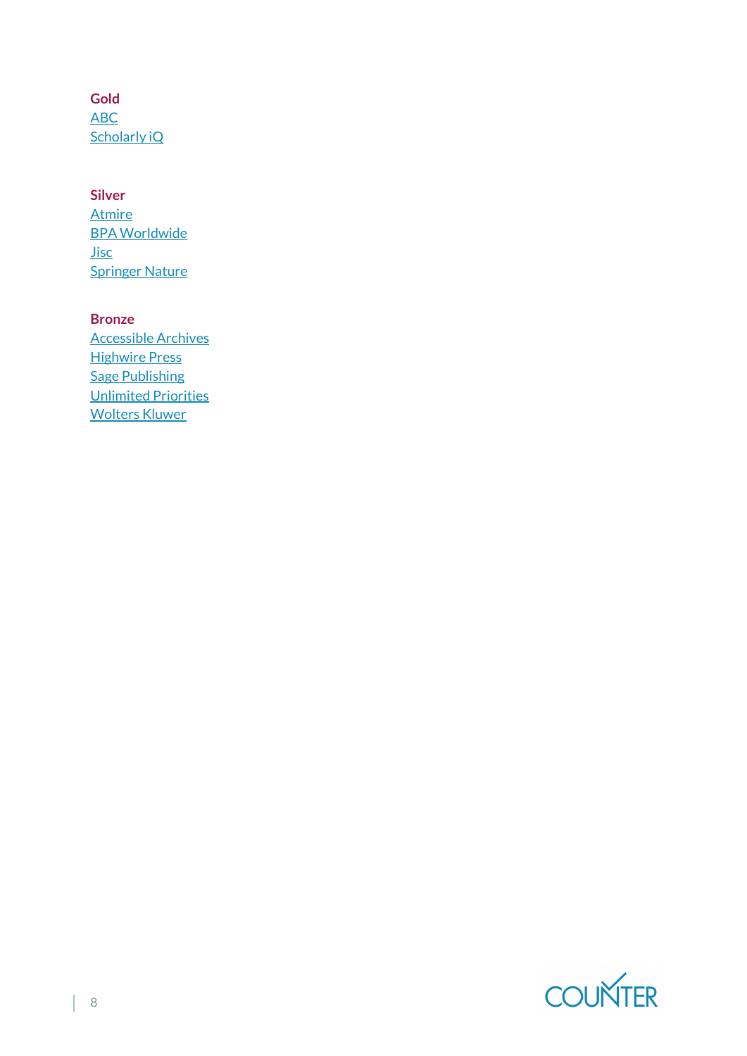**Gold**

ABC
Scholarly iQ

**Silver**

Atmire
BPA Worldwide
Jisc
Springer Nature

**Bronze**

Accessible Archives
Highwire Press
Sage Publishing
Unlimited Priorities
Wolters Kluwer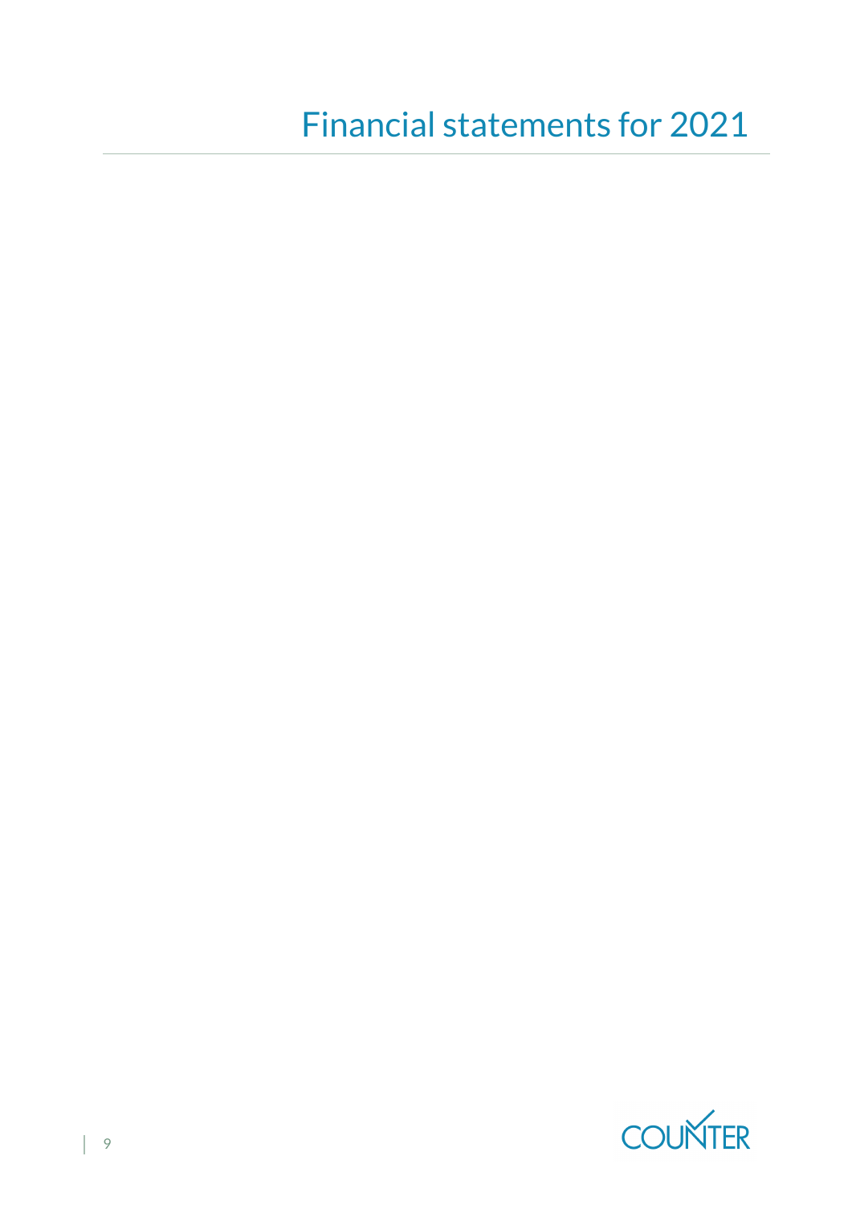# Financial statements for 2021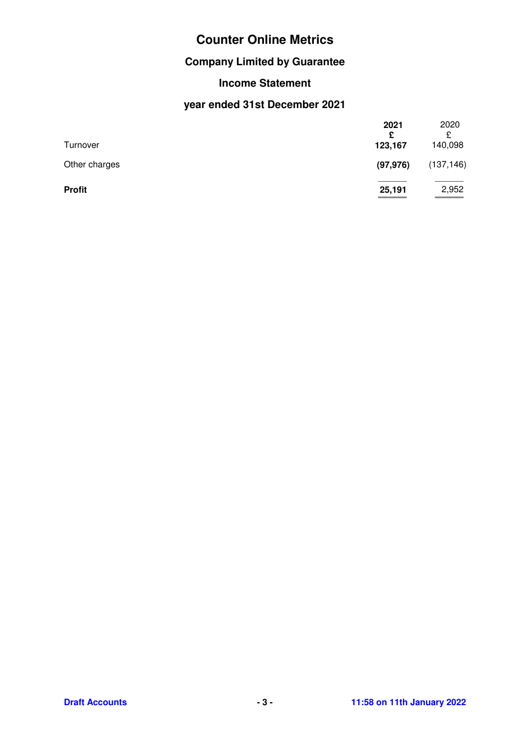# Counter Online Metrics

## Company Limited by Guarantee

## Income Statement

## year ended 31st December 2021

| | 2021 | 2020 |
|---|---|---|
| | £ | £ |
| Turnover | **123,167** | 140,098 |
| Other charges | **(97,976)** | (137,146) |
| **Profit** | **25,191** | 2,952 |

**Draft Accounts** **11:58 on 11th January 2022**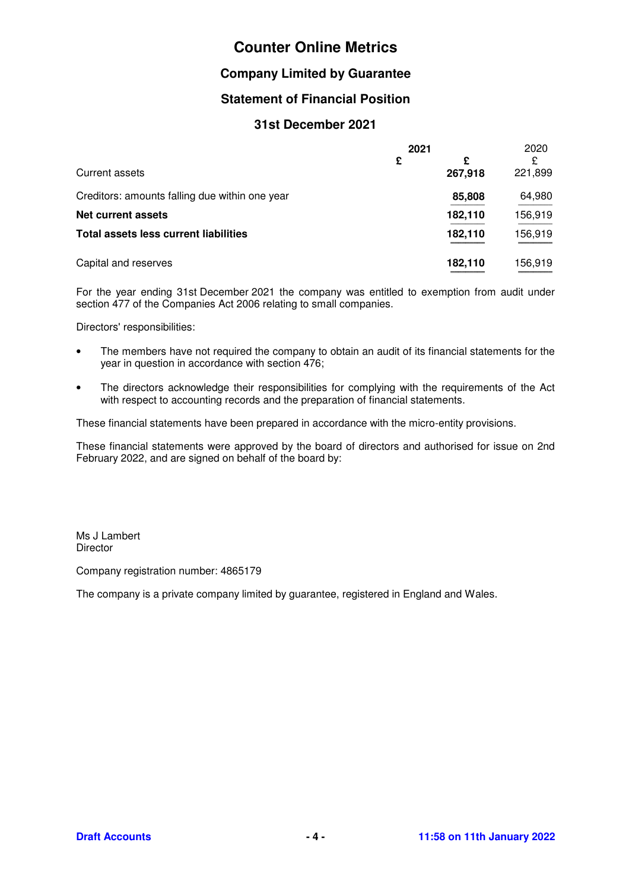# Counter Online Metrics

## Company Limited by Guarantee

## Statement of Financial Position

## 31st December 2021

| | 2021 | | 2020 |
|---|---|---|---|
| | £ | £ | £ |
| Current assets | | **267,918** | 221,899 |
| Creditors: amounts falling due within one year | | **85,808** | 64,980 |
| **Net current assets** | | **182,110** | 156,919 |
| **Total assets less current liabilities** | | **182,110** | 156,919 |
| Capital and reserves | | **182,110** | 156,919 |

For the year ending 31st December 2021 the company was entitled to exemption from audit under section 477 of the Companies Act 2006 relating to small companies.

Directors' responsibilities:

- The members have not required the company to obtain an audit of its financial statements for the year in question in accordance with section 476;
- The directors acknowledge their responsibilities for complying with the requirements of the Act with respect to accounting records and the preparation of financial statements.

These financial statements have been prepared in accordance with the micro-entity provisions.

These financial statements were approved by the board of directors and authorised for issue on 2nd February 2022, and are signed on behalf of the board by:

Ms J Lambert
Director

Company registration number: 4865179

The company is a private company limited by guarantee, registered in England and Wales.

**Draft Accounts** **11:58 on 11th January 2022**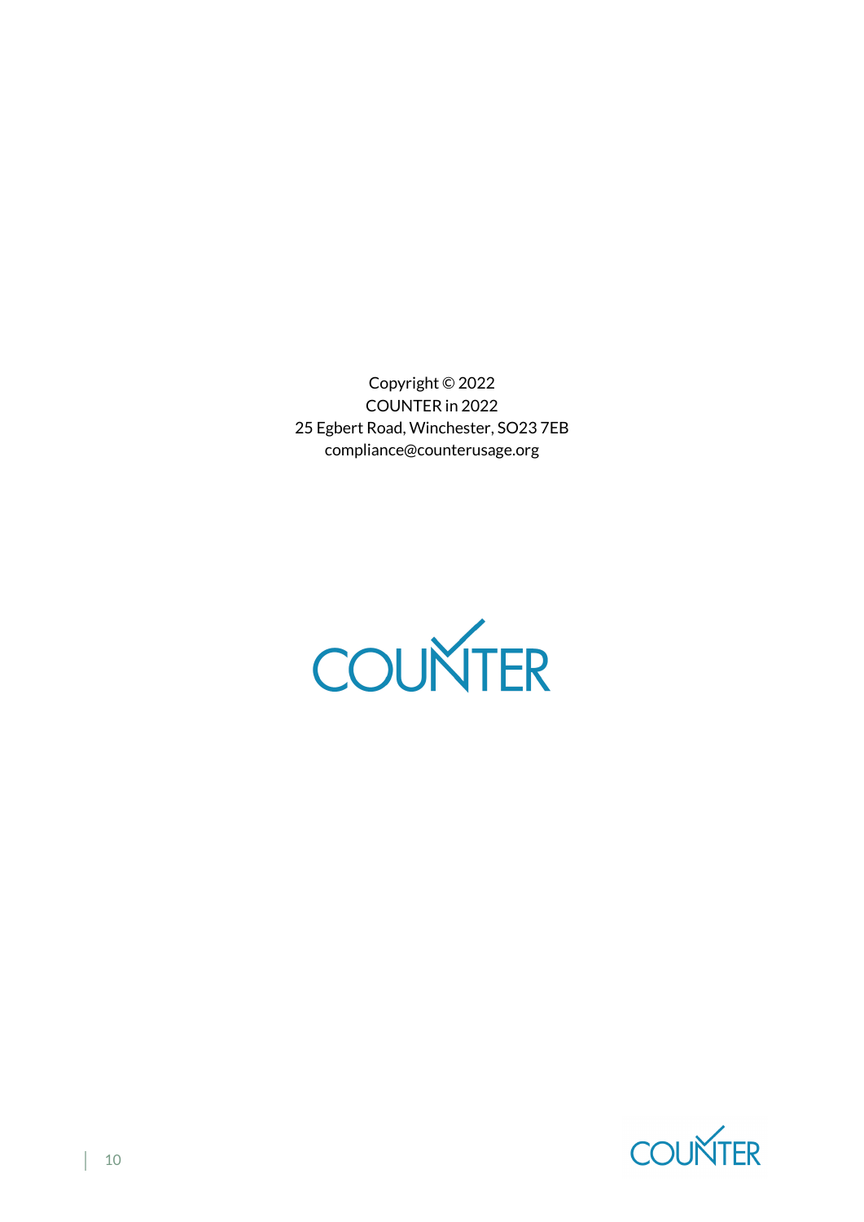Copyright © 2022
COUNTER in 2022
25 Egbert Road, Winchester, SO23 7EB
compliance@counterusage.org